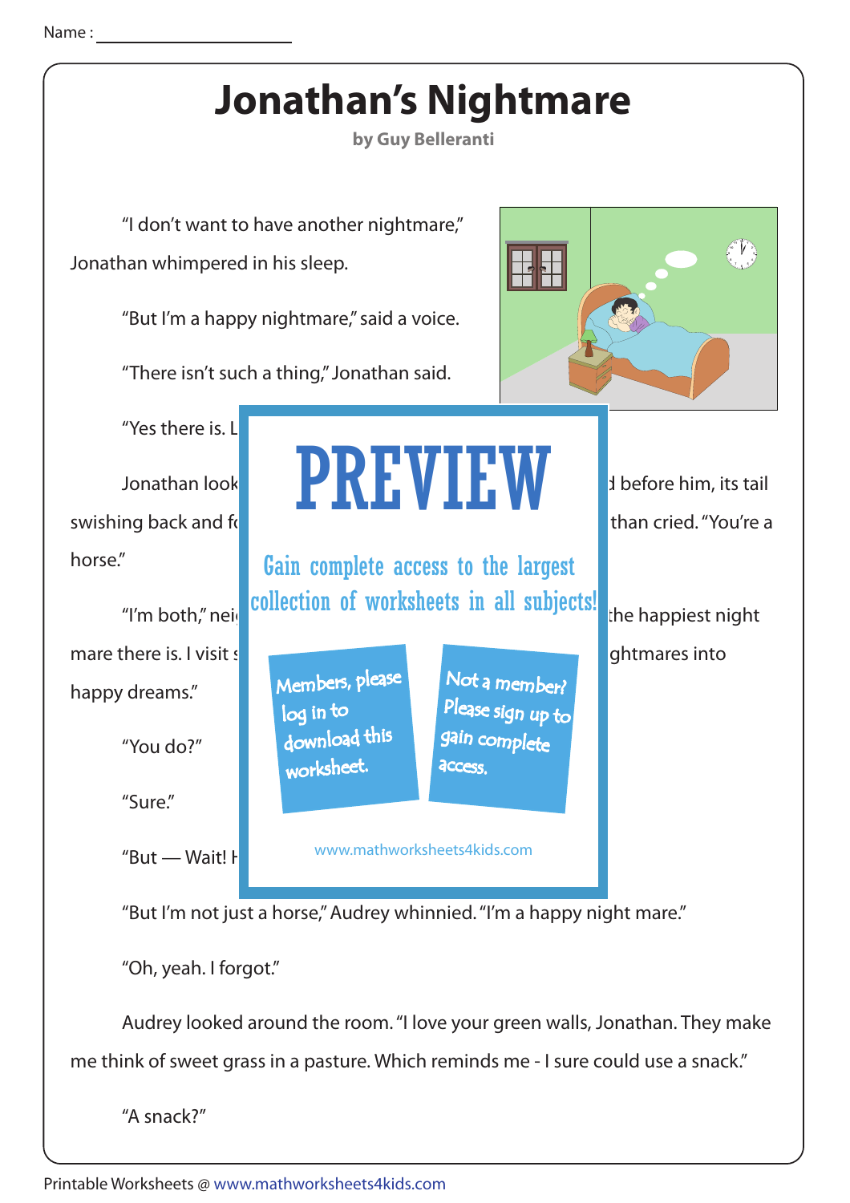Name : ______________________

# Jonathan's Nightmare

**by Guy Belleranti**

"I don't want to have another nightmare," Jonathan whimpered in his sleep.

"But I'm a happy nightmare," said a voice.

"There isn't such a thing," Jonathan said.

"Yes there is. L

Jonathan look d before him, its tail swishing back and fo than cried. "You're a horse."

"I'm both," nei the happiest night mare there is. I visit s ghtmares into happy dreams."

PREVIEW

Gain complete access to the largest collection of worksheets in all subjects!

Members, please log in to download this worksheet.

Not a member? Please sign up to gain complete access.

www.mathworksheets4kids.com

"You do?"

"Sure."

"But — Wait! H

"But I'm not just a horse," Audrey whinnied. "I'm a happy night mare."

"Oh, yeah. I forgot."

Audrey looked around the room. "I love your green walls, Jonathan. They make me think of sweet grass in a pasture. Which reminds me - I sure could use a snack."

"A snack?"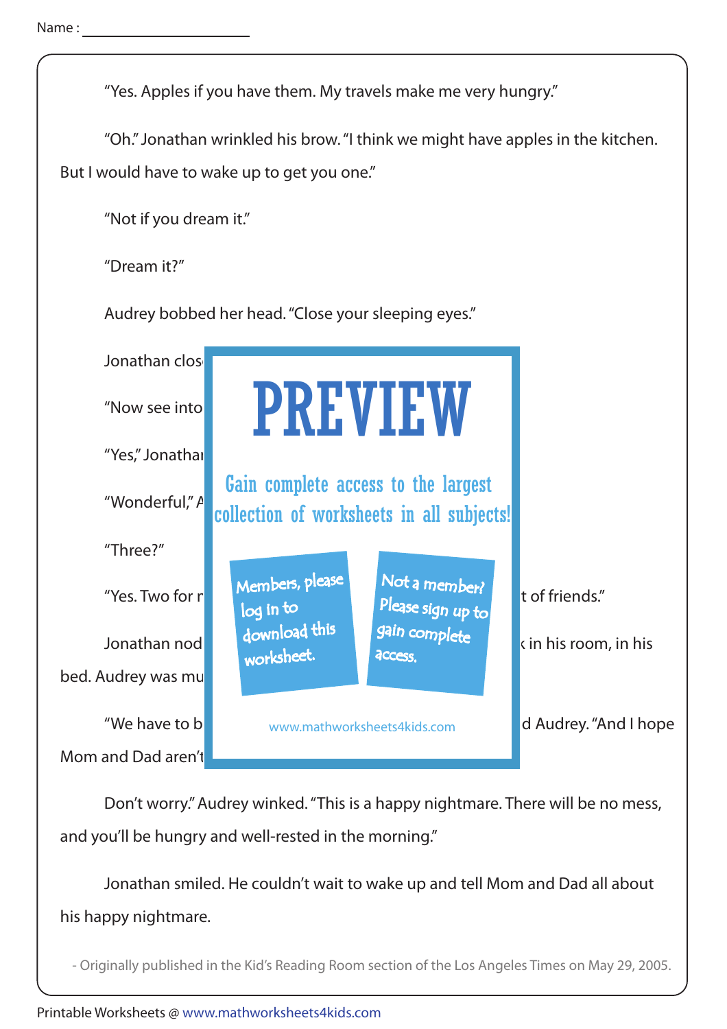Name : ____________________

"Yes. Apples if you have them. My travels make me very hungry."

"Oh." Jonathan wrinkled his brow. "I think we might have apples in the kitchen. But I would have to wake up to get you one."

"Not if you dream it."

"Dream it?"

Audrey bobbed her head. "Close your sleeping eyes."

Jonathan clos

"Now see into

"Yes," Jonatha

"Wonderful," A

"Three?"

"Yes. Two for r t of friends."

Jonathan nod k in his room, in his bed. Audrey was mu

"We have to b d Audrey. "And I hope Mom and Dad aren't

Don't worry." Audrey winked. "This is a happy nightmare. There will be no mess, and you'll be hungry and well-rested in the morning."

Jonathan smiled. He couldn't wait to wake up and tell Mom and Dad all about his happy nightmare.

- Originally published in the Kid's Reading Room section of the Los Angeles Times on May 29, 2005.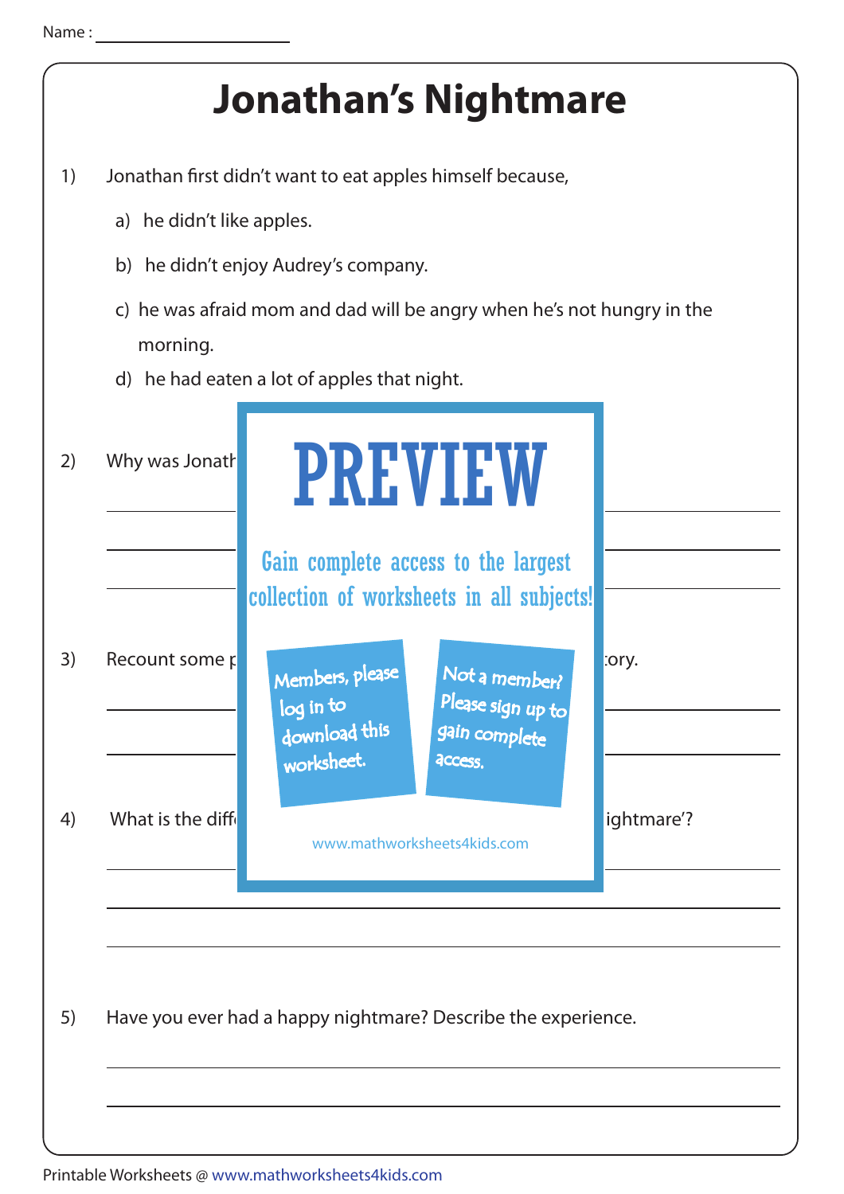Name : ____________________

# Jonathan's Nightmare

1) Jonathan first didn't want to eat apples himself because,

   a) he didn't like apples.

   b) he didn't enjoy Audrey's company.

   c) he was afraid mom and dad will be angry when he's not hungry in the morning.

   d) he had eaten a lot of apples that night.

2) Why was Jonath

PREVIEW

Gain complete access to the largest collection of worksheets in all subjects!

Members, please log in to download this worksheet.

Not a member? Please sign up to gain complete access.

www.mathworksheets4kids.com

3) Recount some p ... ory.

4) What is the diff ... ightmare'?

5) Have you ever had a happy nightmare? Describe the experience.

Printable Worksheets @ www.mathworksheets4kids.com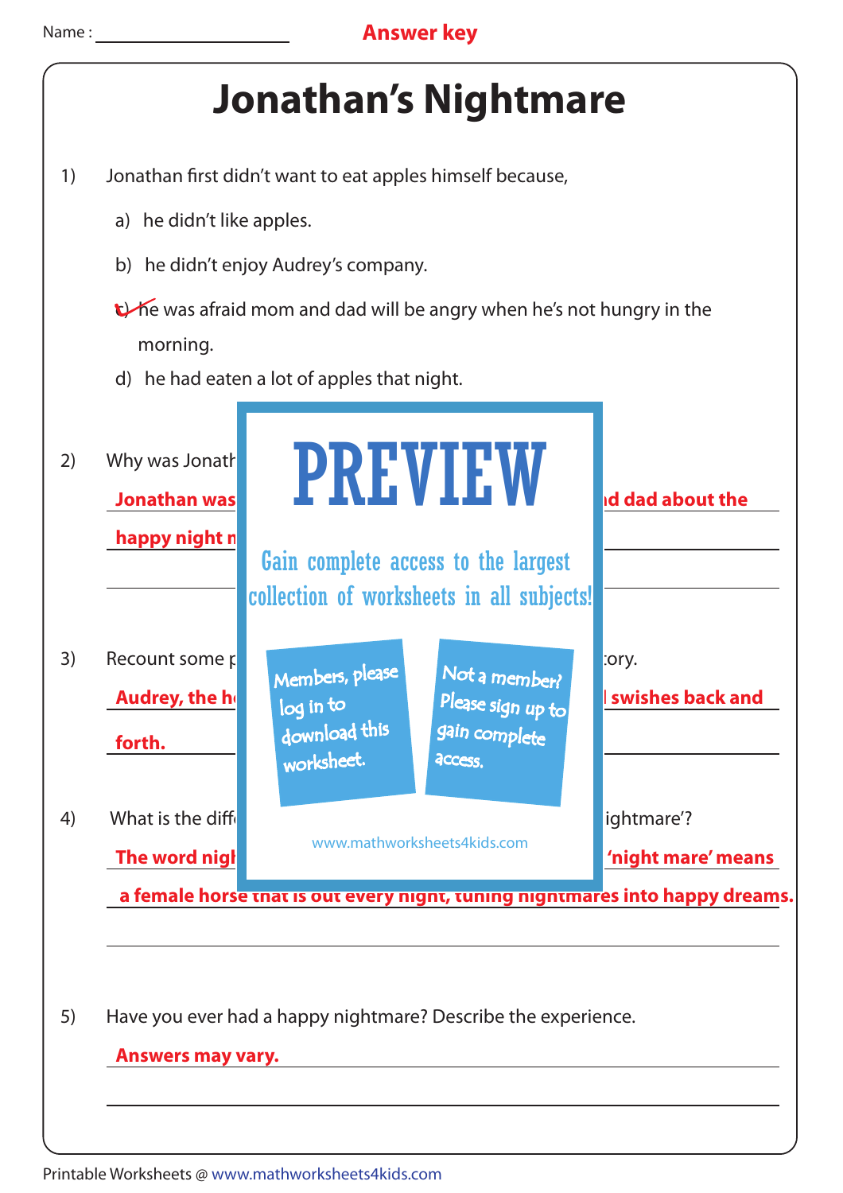Name :

**Answer key**

# Jonathan's Nightmare

1) Jonathan first didn't want to eat apples himself because,

   a) he didn't like apples.

   b) he didn't enjoy Audrey's company.

   c) he was afraid mom and dad will be angry when he's not hungry in the morning.

   d) he had eaten a lot of apples that night.

2) Why was Jonath

   **Jonathan was** **d dad about the**

   **happy night n**

3) Recount some p ory.

   **Audrey, the h** **l swishes back and**

   **forth.**

4) What is the diff ightmare'?

   **The word nigh** **'night mare' means**

   **a female horse that is out every night, tuning nightmares into happy dreams.**

5) Have you ever had a happy nightmare? Describe the experience.

   **Answers may vary.**

PREVIEW

Gain complete access to the largest collection of worksheets in all subjects!

Members, please log in to download this worksheet.

Not a member? Please sign up to gain complete access.

www.mathworksheets4kids.com

Printable Worksheets @ www.mathworksheets4kids.com